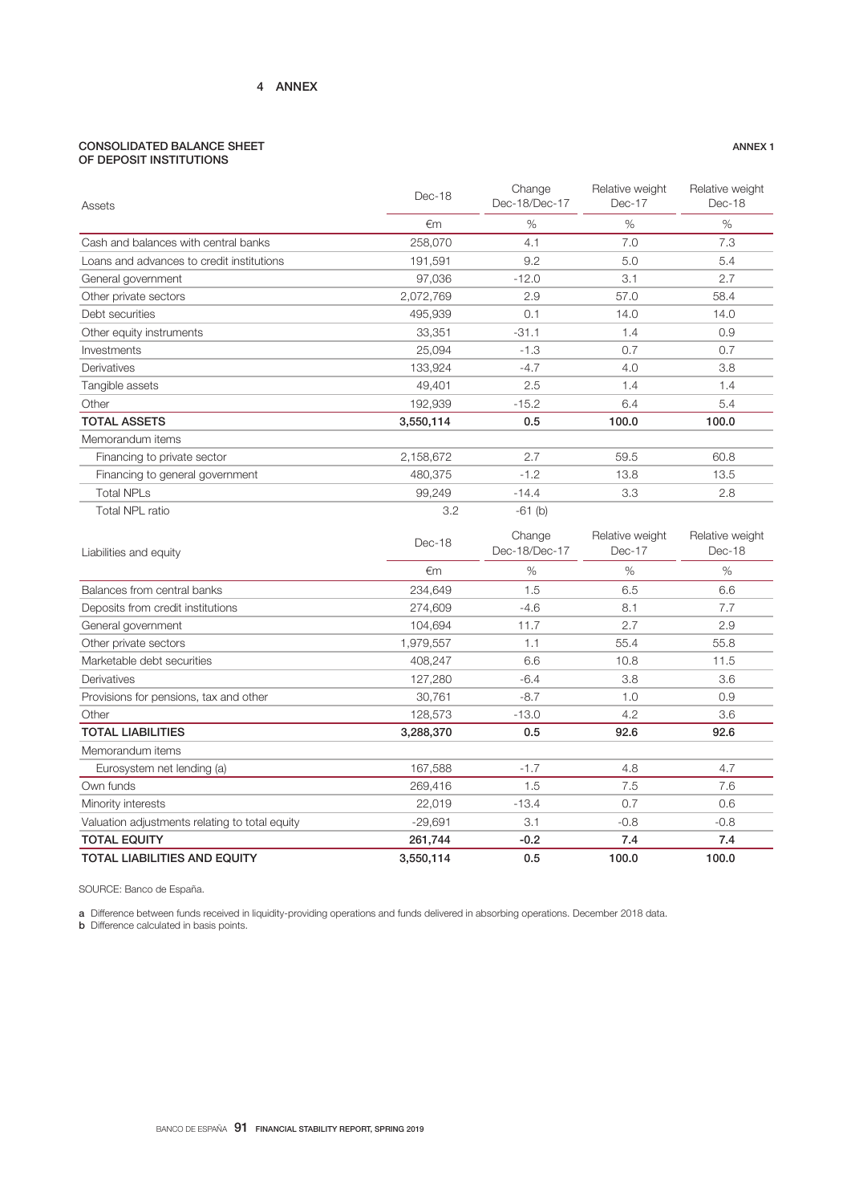## 4 ANNEX

**CONSOLIDATED BALANCE SHEET OF DEPOSIT INSTITUTIONS** — **ANNEX 1**

| Assets | Dec-18 | Change Dec-18/Dec-17 | Relative weight Dec-17 | Relative weight Dec-18 |
|---|---|---|---|---|
| | €m | % | % | % |
| Cash and balances with central banks | 258,070 | 4.1 | 7.0 | 7.3 |
| Loans and advances to credit institutions | 191,591 | 9.2 | 5.0 | 5.4 |
| General government | 97,036 | -12.0 | 3.1 | 2.7 |
| Other private sectors | 2,072,769 | 2.9 | 57.0 | 58.4 |
| Debt securities | 495,939 | 0.1 | 14.0 | 14.0 |
| Other equity instruments | 33,351 | -31.1 | 1.4 | 0.9 |
| Investments | 25,094 | -1.3 | 0.7 | 0.7 |
| Derivatives | 133,924 | -4.7 | 4.0 | 3.8 |
| Tangible assets | 49,401 | 2.5 | 1.4 | 1.4 |
| Other | 192,939 | -15.2 | 6.4 | 5.4 |
| **TOTAL ASSETS** | **3,550,114** | **0.5** | **100.0** | **100.0** |
| Memorandum items | | | | |
| Financing to private sector | 2,158,672 | 2.7 | 59.5 | 60.8 |
| Financing to general government | 480,375 | -1.2 | 13.8 | 13.5 |
| Total NPLs | 99,249 | -14.4 | 3.3 | 2.8 |
| Total NPL ratio | 3.2 | -61 (b) | | |

| Liabilities and equity | Dec-18 | Change Dec-18/Dec-17 | Relative weight Dec-17 | Relative weight Dec-18 |
|---|---|---|---|---|
| | €m | % | % | % |
| Balances from central banks | 234,649 | 1.5 | 6.5 | 6.6 |
| Deposits from credit institutions | 274,609 | -4.6 | 8.1 | 7.7 |
| General government | 104,694 | 11.7 | 2.7 | 2.9 |
| Other private sectors | 1,979,557 | 1.1 | 55.4 | 55.8 |
| Marketable debt securities | 408,247 | 6.6 | 10.8 | 11.5 |
| Derivatives | 127,280 | -6.4 | 3.8 | 3.6 |
| Provisions for pensions, tax and other | 30,761 | -8.7 | 1.0 | 0.9 |
| Other | 128,573 | -13.0 | 4.2 | 3.6 |
| **TOTAL LIABILITIES** | **3,288,370** | **0.5** | **92.6** | **92.6** |
| Memorandum items | | | | |
| Eurosystem net lending (a) | 167,588 | -1.7 | 4.8 | 4.7 |
| Own funds | 269,416 | 1.5 | 7.5 | 7.6 |
| Minority interests | 22,019 | -13.4 | 0.7 | 0.6 |
| Valuation adjustments relating to total equity | -29,691 | 3.1 | -0.8 | -0.8 |
| **TOTAL EQUITY** | **261,744** | **-0.2** | **7.4** | **7.4** |
| **TOTAL LIABILITIES AND EQUITY** | **3,550,114** | **0.5** | **100.0** | **100.0** |

SOURCE: Banco de España.

**a** Difference between funds received in liquidity-providing operations and funds delivered in absorbing operations. December 2018 data.
**b** Difference calculated in basis points.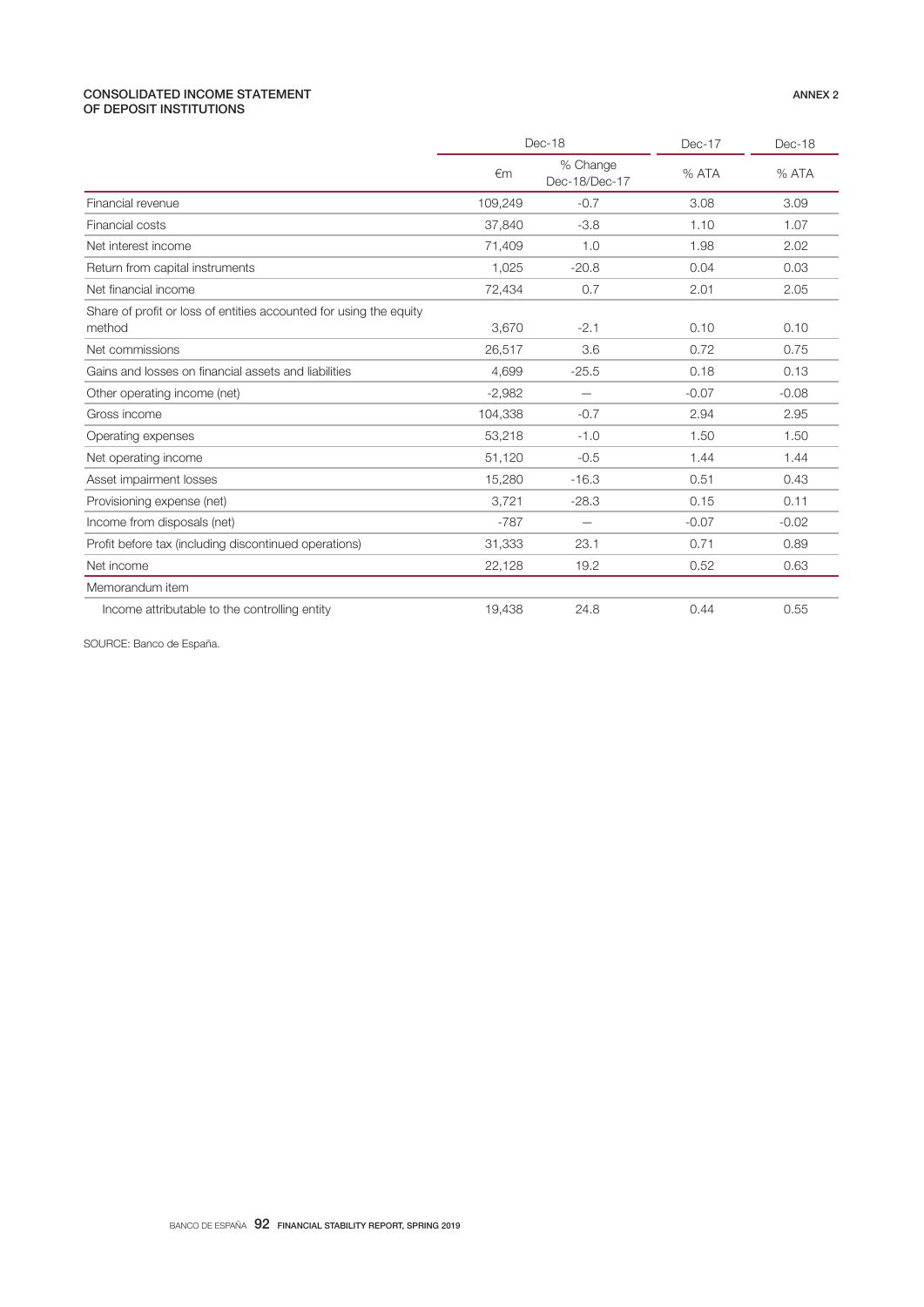## CONSOLIDATED INCOME STATEMENT OF DEPOSIT INSTITUTIONS

ANNEX 2

| | Dec-18 | | Dec-17 | Dec-18 |
|---|---|---|---|---|
| | €m | % Change Dec-18/Dec-17 | % ATA | % ATA |
| Financial revenue | 109,249 | -0.7 | 3.08 | 3.09 |
| Financial costs | 37,840 | -3.8 | 1.10 | 1.07 |
| Net interest income | 71,409 | 1.0 | 1.98 | 2.02 |
| Return from capital instruments | 1,025 | -20.8 | 0.04 | 0.03 |
| Net financial income | 72,434 | 0.7 | 2.01 | 2.05 |
| Share of profit or loss of entities accounted for using the equity method | 3,670 | -2.1 | 0.10 | 0.10 |
| Net commissions | 26,517 | 3.6 | 0.72 | 0.75 |
| Gains and losses on financial assets and liabilities | 4,699 | -25.5 | 0.18 | 0.13 |
| Other operating income (net) | -2,982 | — | -0.07 | -0.08 |
| Gross income | 104,338 | -0.7 | 2.94 | 2.95 |
| Operating expenses | 53,218 | -1.0 | 1.50 | 1.50 |
| Net operating income | 51,120 | -0.5 | 1.44 | 1.44 |
| Asset impairment losses | 15,280 | -16.3 | 0.51 | 0.43 |
| Provisioning expense (net) | 3,721 | -28.3 | 0.15 | 0.11 |
| Income from disposals (net) | -787 | — | -0.07 | -0.02 |
| Profit before tax (including discontinued operations) | 31,333 | 23.1 | 0.71 | 0.89 |
| Net income | 22,128 | 19.2 | 0.52 | 0.63 |
| Memorandum item | | | | |
| Income attributable to the controlling entity | 19,438 | 24.8 | 0.44 | 0.55 |

SOURCE: Banco de España.